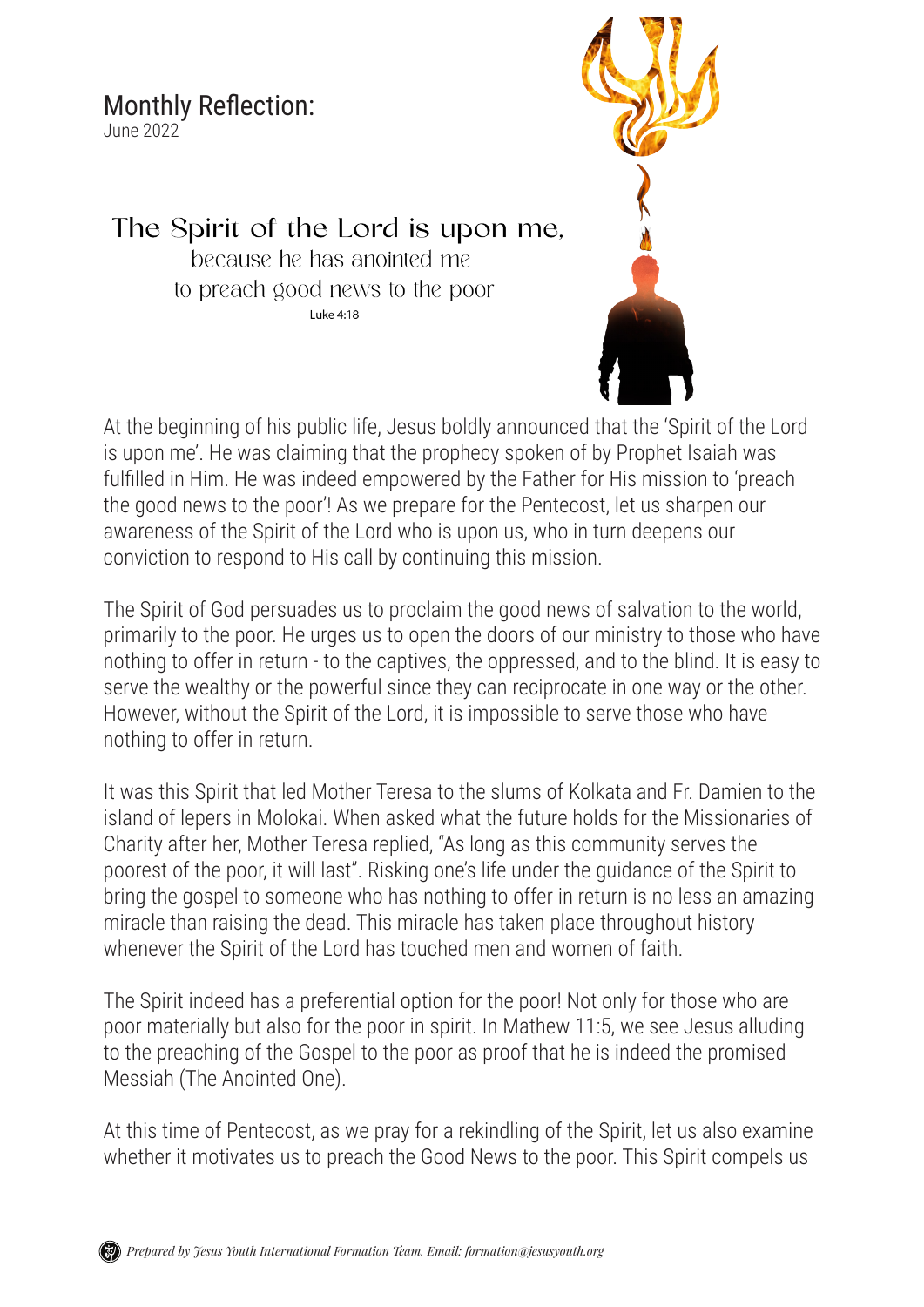# Monthly Reflection:

June 2022

## The Spirit of the Lord is upon me,

because he has anointed me
to preach good news to the poor

Luke 4:18

At the beginning of his public life, Jesus boldly announced that the 'Spirit of the Lord is upon me'. He was claiming that the prophecy spoken of by Prophet Isaiah was fulfilled in Him. He was indeed empowered by the Father for His mission to 'preach the good news to the poor'! As we prepare for the Pentecost, let us sharpen our awareness of the Spirit of the Lord who is upon us, who in turn deepens our conviction to respond to His call by continuing this mission.

The Spirit of God persuades us to proclaim the good news of salvation to the world, primarily to the poor. He urges us to open the doors of our ministry to those who have nothing to offer in return - to the captives, the oppressed, and to the blind. It is easy to serve the wealthy or the powerful since they can reciprocate in one way or the other. However, without the Spirit of the Lord, it is impossible to serve those who have nothing to offer in return.

It was this Spirit that led Mother Teresa to the slums of Kolkata and Fr. Damien to the island of lepers in Molokai. When asked what the future holds for the Missionaries of Charity after her, Mother Teresa replied, "As long as this community serves the poorest of the poor, it will last". Risking one's life under the guidance of the Spirit to bring the gospel to someone who has nothing to offer in return is no less an amazing miracle than raising the dead. This miracle has taken place throughout history whenever the Spirit of the Lord has touched men and women of faith.

The Spirit indeed has a preferential option for the poor! Not only for those who are poor materially but also for the poor in spirit. In Mathew 11:5, we see Jesus alluding to the preaching of the Gospel to the poor as proof that he is indeed the promised Messiah (The Anointed One).

At this time of Pentecost, as we pray for a rekindling of the Spirit, let us also examine whether it motivates us to preach the Good News to the poor. This Spirit compels us

*Prepared by Jesus Youth International Formation Team. Email: formation@jesusyouth.org*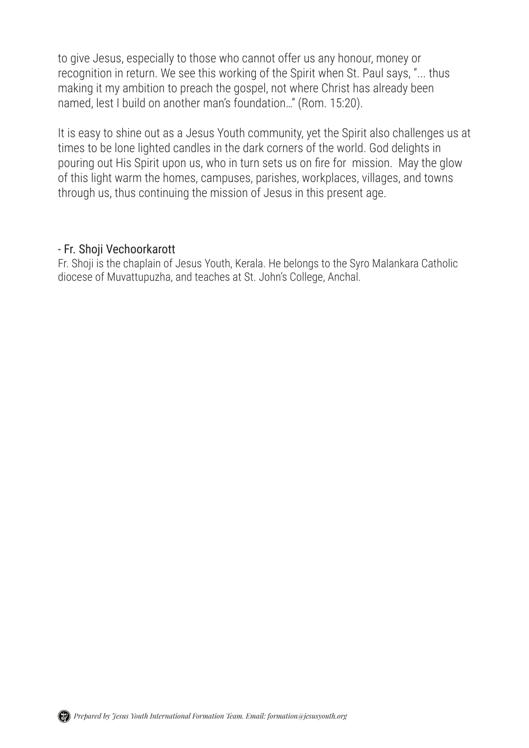to give Jesus, especially to those who cannot offer us any honour, money or recognition in return. We see this working of the Spirit when St. Paul says, "... thus making it my ambition to preach the gospel, not where Christ has already been named, lest I build on another man's foundation…" (Rom. 15:20).

It is easy to shine out as a Jesus Youth community, yet the Spirit also challenges us at times to be lone lighted candles in the dark corners of the world. God delights in pouring out His Spirit upon us, who in turn sets us on fire for mission. May the glow of this light warm the homes, campuses, parishes, workplaces, villages, and towns through us, thus continuing the mission of Jesus in this present age.

- Fr. Shoji Vechoorkarott

Fr. Shoji is the chaplain of Jesus Youth, Kerala. He belongs to the Syro Malankara Catholic diocese of Muvattupuzha, and teaches at St. John's College, Anchal.

*Prepared by Jesus Youth International Formation Team. Email: formation@jesusyouth.org*